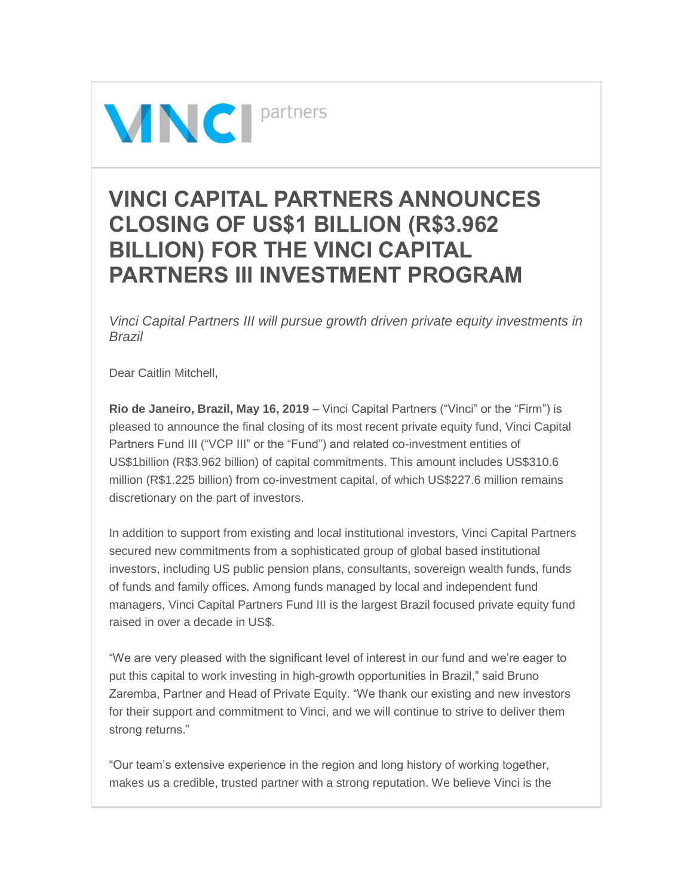VINCI partners

# VINCI CAPITAL PARTNERS ANNOUNCES CLOSING OF US$1 BILLION (R$3.962 BILLION) FOR THE VINCI CAPITAL PARTNERS III INVESTMENT PROGRAM

*Vinci Capital Partners III will pursue growth driven private equity investments in Brazil*

Dear Caitlin Mitchell,

**Rio de Janeiro, Brazil, May 16, 2019** – Vinci Capital Partners ("Vinci" or the "Firm") is pleased to announce the final closing of its most recent private equity fund, Vinci Capital Partners Fund III ("VCP III" or the "Fund") and related co-investment entities of US$1billion (R$3.962 billion) of capital commitments. This amount includes US$310.6 million (R$1.225 billion) from co-investment capital, of which US$227.6 million remains discretionary on the part of investors.

In addition to support from existing and local institutional investors, Vinci Capital Partners secured new commitments from a sophisticated group of global based institutional investors, including US public pension plans, consultants, sovereign wealth funds, funds of funds and family offices. Among funds managed by local and independent fund managers, Vinci Capital Partners Fund III is the largest Brazil focused private equity fund raised in over a decade in US$.

"We are very pleased with the significant level of interest in our fund and we're eager to put this capital to work investing in high-growth opportunities in Brazil," said Bruno Zaremba, Partner and Head of Private Equity. "We thank our existing and new investors for their support and commitment to Vinci, and we will continue to strive to deliver them strong returns."

"Our team's extensive experience in the region and long history of working together, makes us a credible, trusted partner with a strong reputation. We believe Vinci is the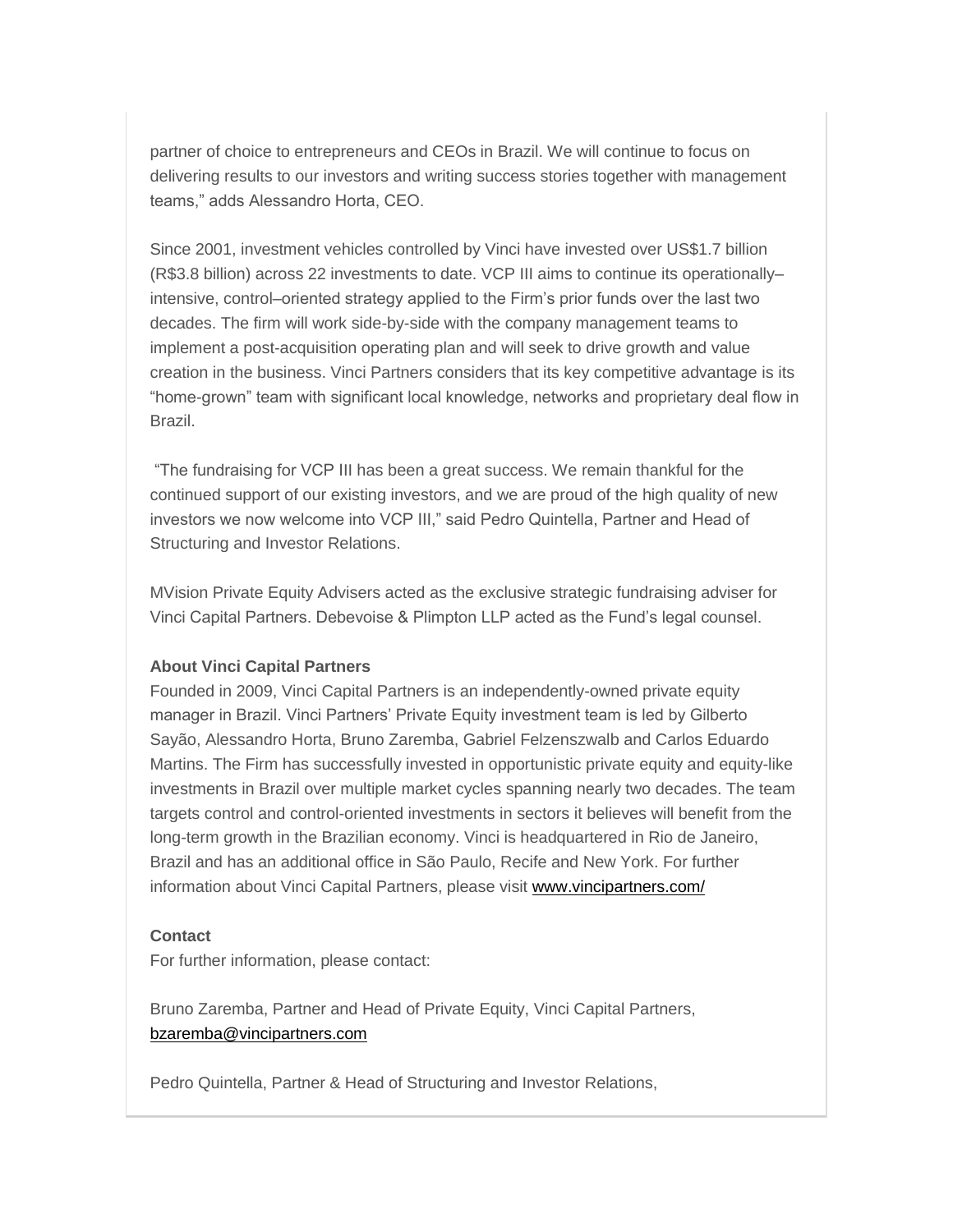partner of choice to entrepreneurs and CEOs in Brazil. We will continue to focus on delivering results to our investors and writing success stories together with management teams," adds Alessandro Horta, CEO.

Since 2001, investment vehicles controlled by Vinci have invested over US$1.7 billion (R$3.8 billion) across 22 investments to date. VCP III aims to continue its operationally–intensive, control–oriented strategy applied to the Firm's prior funds over the last two decades. The firm will work side-by-side with the company management teams to implement a post-acquisition operating plan and will seek to drive growth and value creation in the business. Vinci Partners considers that its key competitive advantage is its "home-grown" team with significant local knowledge, networks and proprietary deal flow in Brazil.

"The fundraising for VCP III has been a great success. We remain thankful for the continued support of our existing investors, and we are proud of the high quality of new investors we now welcome into VCP III," said Pedro Quintella, Partner and Head of Structuring and Investor Relations.

MVision Private Equity Advisers acted as the exclusive strategic fundraising adviser for Vinci Capital Partners. Debevoise & Plimpton LLP acted as the Fund's legal counsel.

**About Vinci Capital Partners**

Founded in 2009, Vinci Capital Partners is an independently-owned private equity manager in Brazil. Vinci Partners' Private Equity investment team is led by Gilberto Sayão, Alessandro Horta, Bruno Zaremba, Gabriel Felzenszwalb and Carlos Eduardo Martins. The Firm has successfully invested in opportunistic private equity and equity-like investments in Brazil over multiple market cycles spanning nearly two decades. The team targets control and control-oriented investments in sectors it believes will benefit from the long-term growth in the Brazilian economy. Vinci is headquartered in Rio de Janeiro, Brazil and has an additional office in São Paulo, Recife and New York. For further information about Vinci Capital Partners, please visit www.vincipartners.com/

**Contact**

For further information, please contact:

Bruno Zaremba, Partner and Head of Private Equity, Vinci Capital Partners, bzaremba@vincipartners.com

Pedro Quintella, Partner & Head of Structuring and Investor Relations,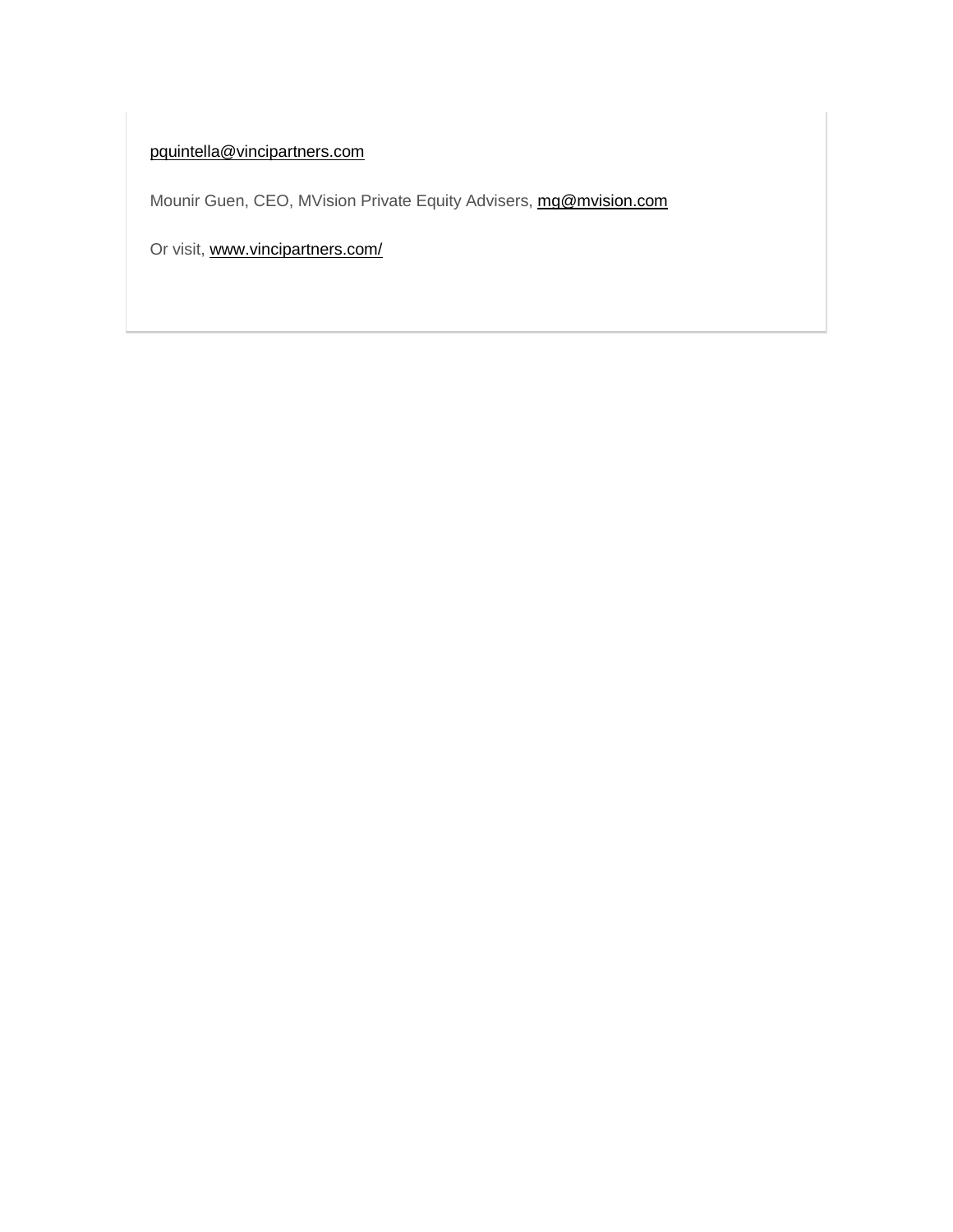pquintella@vincipartners.com

Mounir Guen, CEO, MVision Private Equity Advisers, mg@mvision.com

Or visit, www.vincipartners.com/